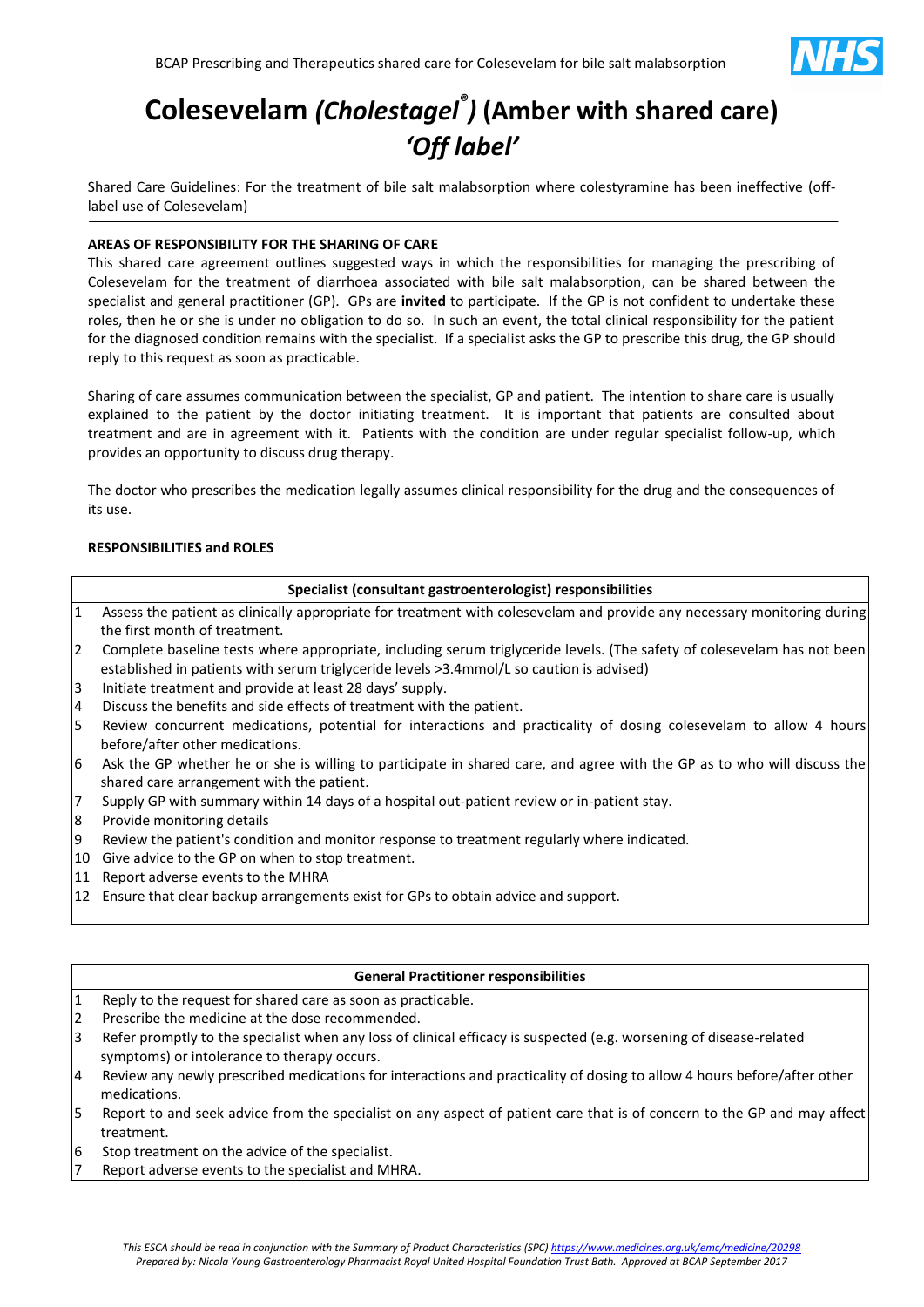# Colesevelam *(Cholestagel®)* (Amber with shared care) *'Off label'*

Shared Care Guidelines: For the treatment of bile salt malabsorption where colestyramine has been ineffective (off-label use of Colesevelam)

**AREAS OF RESPONSIBILITY FOR THE SHARING OF CARE**

This shared care agreement outlines suggested ways in which the responsibilities for managing the prescribing of Colesevelam for the treatment of diarrhoea associated with bile salt malabsorption, can be shared between the specialist and general practitioner (GP). GPs are **invited** to participate. If the GP is not confident to undertake these roles, then he or she is under no obligation to do so. In such an event, the total clinical responsibility for the patient for the diagnosed condition remains with the specialist. If a specialist asks the GP to prescribe this drug, the GP should reply to this request as soon as practicable.

Sharing of care assumes communication between the specialist, GP and patient. The intention to share care is usually explained to the patient by the doctor initiating treatment. It is important that patients are consulted about treatment and are in agreement with it. Patients with the condition are under regular specialist follow-up, which provides an opportunity to discuss drug therapy.

The doctor who prescribes the medication legally assumes clinical responsibility for the drug and the consequences of its use.

**RESPONSIBILITIES and ROLES**

| | Specialist (consultant gastroenterologist) responsibilities |
|---|---|
| 1 | Assess the patient as clinically appropriate for treatment with colesevelam and provide any necessary monitoring during the first month of treatment. |
| 2 | Complete baseline tests where appropriate, including serum triglyceride levels. (The safety of colesevelam has not been established in patients with serum triglyceride levels >3.4mmol/L so caution is advised) |
| 3 | Initiate treatment and provide at least 28 days' supply. |
| 4 | Discuss the benefits and side effects of treatment with the patient. |
| 5 | Review concurrent medications, potential for interactions and practicality of dosing colesevelam to allow 4 hours before/after other medications. |
| 6 | Ask the GP whether he or she is willing to participate in shared care, and agree with the GP as to who will discuss the shared care arrangement with the patient. |
| 7 | Supply GP with summary within 14 days of a hospital out-patient review or in-patient stay. |
| 8 | Provide monitoring details |
| 9 | Review the patient's condition and monitor response to treatment regularly where indicated. |
| 10 | Give advice to the GP on when to stop treatment. |
| 11 | Report adverse events to the MHRA |
| 12 | Ensure that clear backup arrangements exist for GPs to obtain advice and support. |

| | General Practitioner responsibilities |
|---|---|
| 1 | Reply to the request for shared care as soon as practicable. |
| 2 | Prescribe the medicine at the dose recommended. |
| 3 | Refer promptly to the specialist when any loss of clinical efficacy is suspected (e.g. worsening of disease-related symptoms) or intolerance to therapy occurs. |
| 4 | Review any newly prescribed medications for interactions and practicality of dosing to allow 4 hours before/after other medications. |
| 5 | Report to and seek advice from the specialist on any aspect of patient care that is of concern to the GP and may affect treatment. |
| 6 | Stop treatment on the advice of the specialist. |
| 7 | Report adverse events to the specialist and MHRA. |

*This ESCA should be read in conjunction with the Summary of Product Characteristics (SPC) https://www.medicines.org.uk/emc/medicine/20298*
*Prepared by: Nicola Young Gastroenterology Pharmacist Royal United Hospital Foundation Trust Bath. Approved at BCAP September 2017*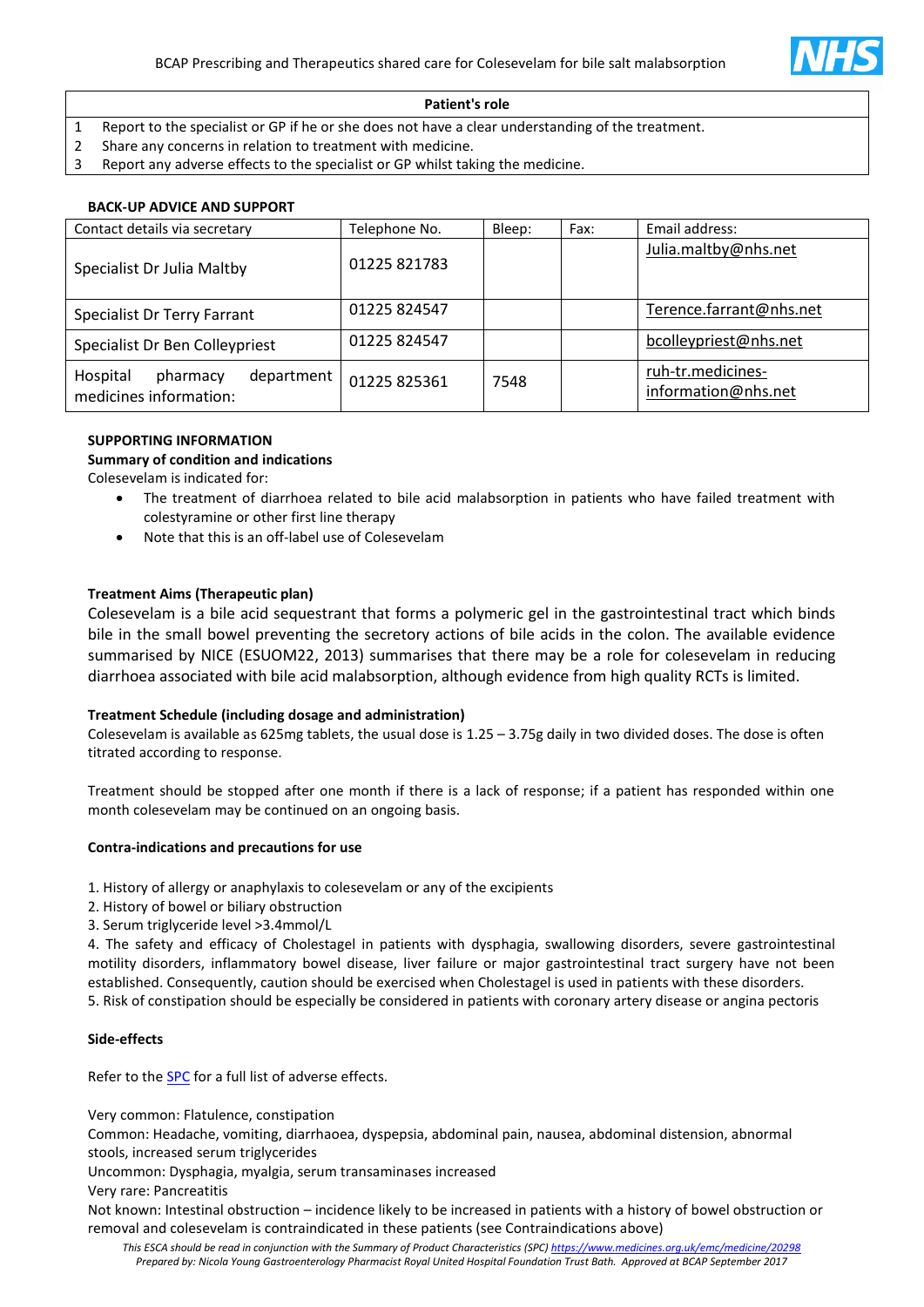| Patient's role |
|---|
| 1 Report to the specialist or GP if he or she does not have a clear understanding of the treatment. |
| 2 Share any concerns in relation to treatment with medicine. |
| 3 Report any adverse effects to the specialist or GP whilst taking the medicine. |

**BACK-UP ADVICE AND SUPPORT**

| Contact details via secretary | Telephone No. | Bleep: | Fax: | Email address: |
|---|---|---|---|---|
| Specialist Dr Julia Maltby | 01225 821783 | | | Julia.maltby@nhs.net |
| Specialist Dr Terry Farrant | 01225 824547 | | | Terence.farrant@nhs.net |
| Specialist Dr Ben Colleypriest | 01225 824547 | | | bcolleypriest@nhs.net |
| Hospital pharmacy department medicines information: | 01225 825361 | 7548 | | ruh-tr.medicines-information@nhs.net |

**SUPPORTING INFORMATION**

**Summary of condition and indications**

Colesevelam is indicated for:

- The treatment of diarrhoea related to bile acid malabsorption in patients who have failed treatment with colestyramine or other first line therapy
- Note that this is an off-label use of Colesevelam

**Treatment Aims (Therapeutic plan)**

Colesevelam is a bile acid sequestrant that forms a polymeric gel in the gastrointestinal tract which binds bile in the small bowel preventing the secretory actions of bile acids in the colon. The available evidence summarised by NICE (ESUOM22, 2013) summarises that there may be a role for colesevelam in reducing diarrhoea associated with bile acid malabsorption, although evidence from high quality RCTs is limited.

**Treatment Schedule (including dosage and administration)**

Colesevelam is available as 625mg tablets, the usual dose is 1.25 – 3.75g daily in two divided doses. The dose is often titrated according to response.

Treatment should be stopped after one month if there is a lack of response; if a patient has responded within one month colesevelam may be continued on an ongoing basis.

**Contra-indications and precautions for use**

1. History of allergy or anaphylaxis to colesevelam or any of the excipients
2. History of bowel or biliary obstruction
3. Serum triglyceride level >3.4mmol/L
4. The safety and efficacy of Cholestagel in patients with dysphagia, swallowing disorders, severe gastrointestinal motility disorders, inflammatory bowel disease, liver failure or major gastrointestinal tract surgery have not been established. Consequently, caution should be exercised when Cholestagel is used in patients with these disorders.
5. Risk of constipation should be especially be considered in patients with coronary artery disease or angina pectoris

**Side-effects**

Refer to the SPC for a full list of adverse effects.

Very common: Flatulence, constipation

Common: Headache, vomiting, diarrhaoea, dyspepsia, abdominal pain, nausea, abdominal distension, abnormal stools, increased serum triglycerides

Uncommon: Dysphagia, myalgia, serum transaminases increased

Very rare: Pancreatitis

Not known: Intestinal obstruction – incidence likely to be increased in patients with a history of bowel obstruction or removal and colesevelam is contraindicated in these patients (see Contraindications above)

*This ESCA should be read in conjunction with the Summary of Product Characteristics (SPC) https://www.medicines.org.uk/emc/medicine/20298*
*Prepared by: Nicola Young Gastroenterology Pharmacist Royal United Hospital Foundation Trust Bath. Approved at BCAP September 2017*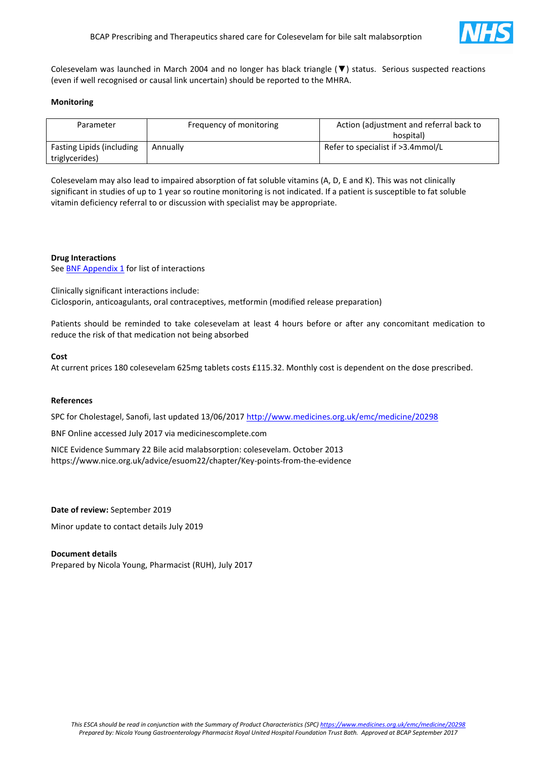Colesevelam was launched in March 2004 and no longer has black triangle (▼) status. Serious suspected reactions (even if well recognised or causal link uncertain) should be reported to the MHRA.

**Monitoring**

| Parameter | Frequency of monitoring | Action (adjustment and referral back to hospital) |
|---|---|---|
| Fasting Lipids (including triglycerides) | Annually | Refer to specialist if >3.4mmol/L |

Colesevelam may also lead to impaired absorption of fat soluble vitamins (A, D, E and K). This was not clinically significant in studies of up to 1 year so routine monitoring is not indicated. If a patient is susceptible to fat soluble vitamin deficiency referral to or discussion with specialist may be appropriate.

**Drug Interactions**

See BNF Appendix 1 for list of interactions

Clinically significant interactions include:
Ciclosporin, anticoagulants, oral contraceptives, metformin (modified release preparation)

Patients should be reminded to take colesevelam at least 4 hours before or after any concomitant medication to reduce the risk of that medication not being absorbed

**Cost**

At current prices 180 colesevelam 625mg tablets costs £115.32. Monthly cost is dependent on the dose prescribed.

**References**

SPC for Cholestagel, Sanofi, last updated 13/06/2017 http://www.medicines.org.uk/emc/medicine/20298

BNF Online accessed July 2017 via medicinescomplete.com

NICE Evidence Summary 22 Bile acid malabsorption: colesevelam. October 2013
https://www.nice.org.uk/advice/esuom22/chapter/Key-points-from-the-evidence

**Date of review:** September 2019

Minor update to contact details July 2019

**Document details**

Prepared by Nicola Young, Pharmacist (RUH), July 2017

*This ESCA should be read in conjunction with the Summary of Product Characteristics (SPC) https://www.medicines.org.uk/emc/medicine/20298*
*Prepared by: Nicola Young Gastroenterology Pharmacist Royal United Hospital Foundation Trust Bath. Approved at BCAP September 2017*